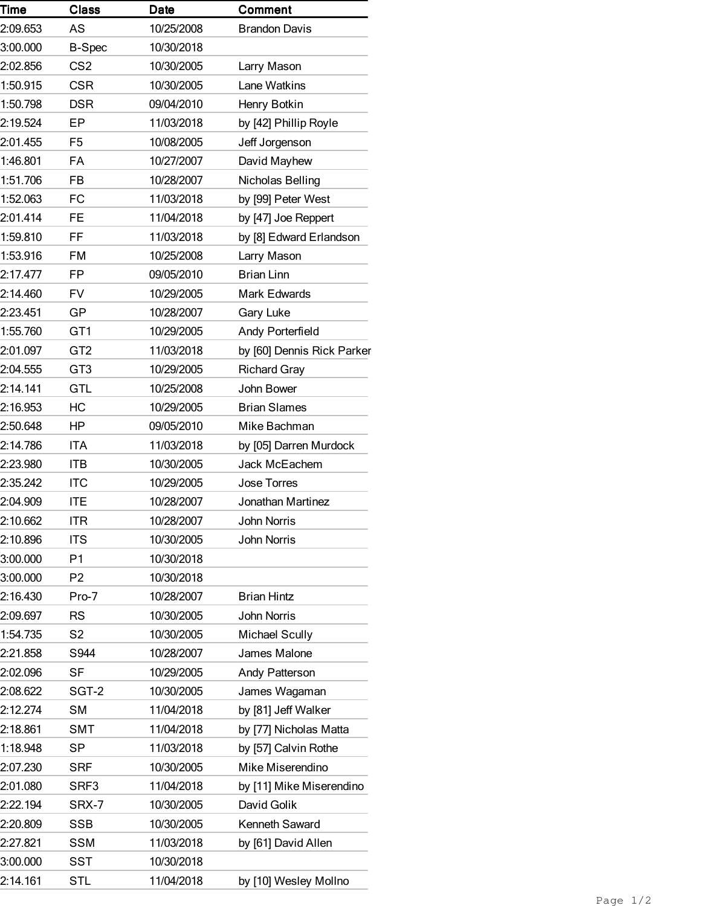| Time | Class | Date | Comment |
|---|---|---|---|
| 2:09.653 | AS | 10/25/2008 | Brandon Davis |
| 3:00.000 | B-Spec | 10/30/2018 | |
| 2:02.856 | CS2 | 10/30/2005 | Larry Mason |
| 1:50.915 | CSR | 10/30/2005 | Lane Watkins |
| 1:50.798 | DSR | 09/04/2010 | Henry Botkin |
| 2:19.524 | EP | 11/03/2018 | by [42] Phillip Royle |
| 2:01.455 | F5 | 10/08/2005 | Jeff Jorgenson |
| 1:46.801 | FA | 10/27/2007 | David Mayhew |
| 1:51.706 | FB | 10/28/2007 | Nicholas Belling |
| 1:52.063 | FC | 11/03/2018 | by [99] Peter West |
| 2:01.414 | FE | 11/04/2018 | by [47] Joe Reppert |
| 1:59.810 | FF | 11/03/2018 | by [8] Edward Erlandson |
| 1:53.916 | FM | 10/25/2008 | Larry Mason |
| 2:17.477 | FP | 09/05/2010 | Brian Linn |
| 2:14.460 | FV | 10/29/2005 | Mark Edwards |
| 2:23.451 | GP | 10/28/2007 | Gary Luke |
| 1:55.760 | GT1 | 10/29/2005 | Andy Porterfield |
| 2:01.097 | GT2 | 11/03/2018 | by [60] Dennis Rick Parker |
| 2:04.555 | GT3 | 10/29/2005 | Richard Gray |
| 2:14.141 | GTL | 10/25/2008 | John Bower |
| 2:16.953 | HC | 10/29/2005 | Brian Slames |
| 2:50.648 | HP | 09/05/2010 | Mike Bachman |
| 2:14.786 | ITA | 11/03/2018 | by [05] Darren Murdock |
| 2:23.980 | ITB | 10/30/2005 | Jack McEachem |
| 2:35.242 | ITC | 10/29/2005 | Jose Torres |
| 2:04.909 | ITE | 10/28/2007 | Jonathan Martinez |
| 2:10.662 | ITR | 10/28/2007 | John Norris |
| 2:10.896 | ITS | 10/30/2005 | John Norris |
| 3:00.000 | P1 | 10/30/2018 | |
| 3:00.000 | P2 | 10/30/2018 | |
| 2:16.430 | Pro-7 | 10/28/2007 | Brian Hintz |
| 2:09.697 | RS | 10/30/2005 | John Norris |
| 1:54.735 | S2 | 10/30/2005 | Michael Scully |
| 2:21.858 | S944 | 10/28/2007 | James Malone |
| 2:02.096 | SF | 10/29/2005 | Andy Patterson |
| 2:08.622 | SGT-2 | 10/30/2005 | James Wagaman |
| 2:12.274 | SM | 11/04/2018 | by [81] Jeff Walker |
| 2:18.861 | SMT | 11/04/2018 | by [77] Nicholas Matta |
| 1:18.948 | SP | 11/03/2018 | by [57] Calvin Rothe |
| 2:07.230 | SRF | 10/30/2005 | Mike Miserendino |
| 2:01.080 | SRF3 | 11/04/2018 | by [11] Mike Miserendino |
| 2:22.194 | SRX-7 | 10/30/2005 | David Golik |
| 2:20.809 | SSB | 10/30/2005 | Kenneth Saward |
| 2:27.821 | SSM | 11/03/2018 | by [61] David Allen |
| 3:00.000 | SST | 10/30/2018 | |
| 2:14.161 | STL | 11/04/2018 | by [10] Wesley Mollno |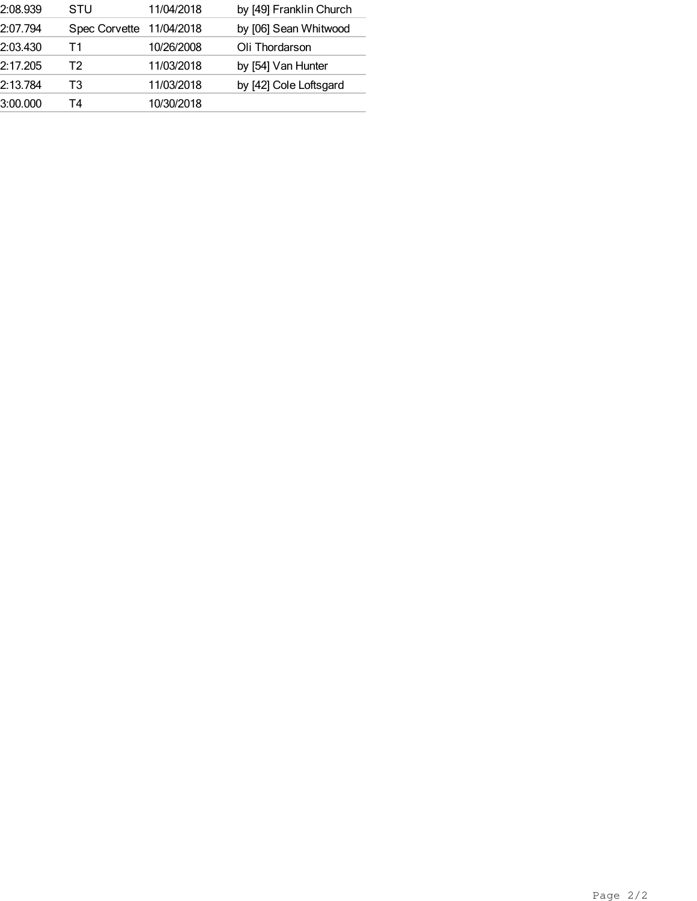| | | | |
|---|---|---|---|
| 2:08.939 | STU | 11/04/2018 | by [49] Franklin Church |
| 2:07.794 | Spec Corvette | 11/04/2018 | by [06] Sean Whitwood |
| 2:03.430 | T1 | 10/26/2008 | Oli Thordarson |
| 2:17.205 | T2 | 11/03/2018 | by [54] Van Hunter |
| 2:13.784 | T3 | 11/03/2018 | by [42] Cole Loftsgard |
| 3:00.000 | T4 | 10/30/2018 | |